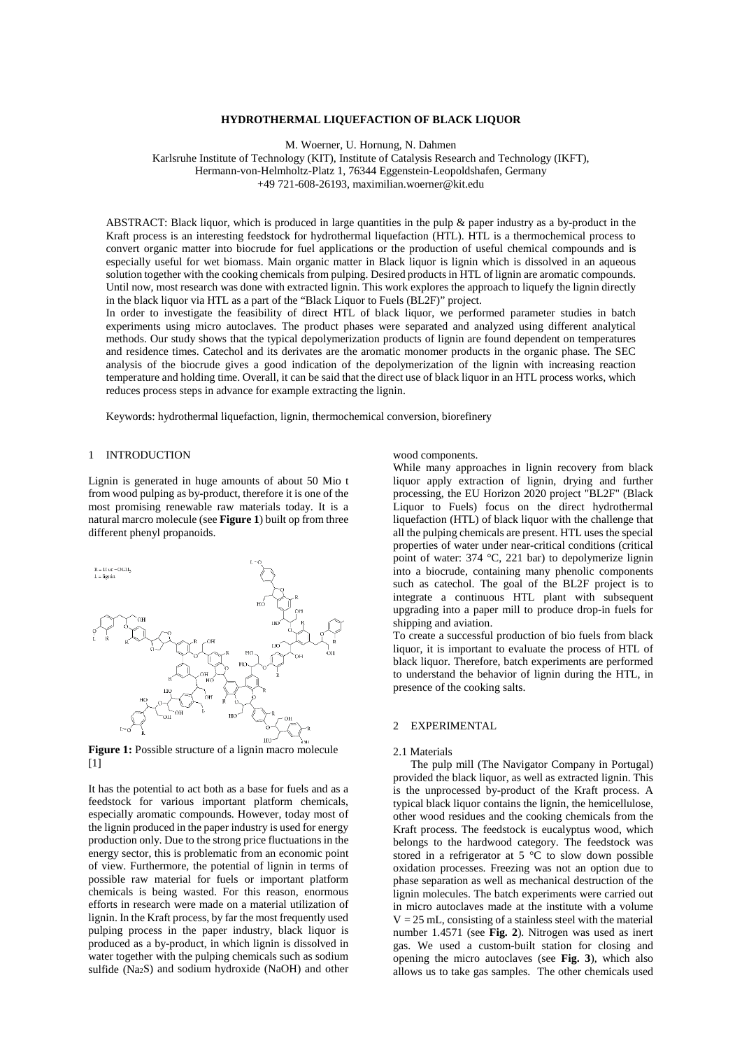# HYDROTHERMAL LIQUEFACTION OF BLACK LIQUOR

M. Woerner, U. Hornung, N. Dahmen

Karlsruhe Institute of Technology (KIT), Institute of Catalysis Research and Technology (IKFT),
Hermann-von-Helmholtz-Platz 1, 76344 Eggenstein-Leopoldshafen, Germany
+49 721-608-26193, maximilian.woerner@kit.edu

ABSTRACT: Black liquor, which is produced in large quantities in the pulp & paper industry as a by-product in the Kraft process is an interesting feedstock for hydrothermal liquefaction (HTL). HTL is a thermochemical process to convert organic matter into biocrude for fuel applications or the production of useful chemical compounds and is especially useful for wet biomass. Main organic matter in Black liquor is lignin which is dissolved in an aqueous solution together with the cooking chemicals from pulping. Desired products in HTL of lignin are aromatic compounds. Until now, most research was done with extracted lignin. This work explores the approach to liquefy the lignin directly in the black liquor via HTL as a part of the "Black Liquor to Fuels (BL2F)" project.

In order to investigate the feasibility of direct HTL of black liquor, we performed parameter studies in batch experiments using micro autoclaves. The product phases were separated and analyzed using different analytical methods. Our study shows that the typical depolymerization products of lignin are found dependent on temperatures and residence times. Catechol and its derivates are the aromatic monomer products in the organic phase. The SEC analysis of the biocrude gives a good indication of the depolymerization of the lignin with increasing reaction temperature and holding time. Overall, it can be said that the direct use of black liquor in an HTL process works, which reduces process steps in advance for example extracting the lignin.

Keywords: hydrothermal liquefaction, lignin, thermochemical conversion, biorefinery

## 1 INTRODUCTION

Lignin is generated in huge amounts of about 50 Mio t from wood pulping as by-product, therefore it is one of the most promising renewable raw materials today. It is a natural marcro molecule (see **Figure 1**) built op from three different phenyl propanoids.

**Figure 1:** Possible structure of a lignin macro molecule [1]

It has the potential to act both as a base for fuels and as a feedstock for various important platform chemicals, especially aromatic compounds. However, today most of the lignin produced in the paper industry is used for energy production only. Due to the strong price fluctuations in the energy sector, this is problematic from an economic point of view. Furthermore, the potential of lignin in terms of possible raw material for fuels or important platform chemicals is being wasted. For this reason, enormous efforts in research were made on a material utilization of lignin. In the Kraft process, by far the most frequently used pulping process in the paper industry, black liquor is produced as a by-product, in which lignin is dissolved in water together with the pulping chemicals such as sodium sulfide ($Na_2S$) and sodium hydroxide (NaOH) and other wood components.

While many approaches in lignin recovery from black liquor apply extraction of lignin, drying and further processing, the EU Horizon 2020 project "BL2F" (Black Liquor to Fuels) focus on the direct hydrothermal liquefaction (HTL) of black liquor with the challenge that all the pulping chemicals are present. HTL uses the special properties of water under near-critical conditions (critical point of water: 374 °C, 221 bar) to depolymerize lignin into a biocrude, containing many phenolic components such as catechol. The goal of the BL2F project is to integrate a continuous HTL plant with subsequent upgrading into a paper mill to produce drop-in fuels for shipping and aviation.

To create a successful production of bio fuels from black liquor, it is important to evaluate the process of HTL of black liquor. Therefore, batch experiments are performed to understand the behavior of lignin during the HTL, in presence of the cooking salts.

## 2 EXPERIMENTAL

### 2.1 Materials

The pulp mill (The Navigator Company in Portugal) provided the black liquor, as well as extracted lignin. This is the unprocessed by-product of the Kraft process. A typical black liquor contains the lignin, the hemicellulose, other wood residues and the cooking chemicals from the Kraft process. The feedstock is eucalyptus wood, which belongs to the hardwood category. The feedstock was stored in a refrigerator at 5 °C to slow down possible oxidation processes. Freezing was not an option due to phase separation as well as mechanical destruction of the lignin molecules. The batch experiments were carried out in micro autoclaves made at the institute with a volume $V = 25$ mL, consisting of a stainless steel with the material number 1.4571 (see **Fig. 2**). Nitrogen was used as inert gas. We used a custom-built station for closing and opening the micro autoclaves (see **Fig. 3**), which also allows us to take gas samples. The other chemicals used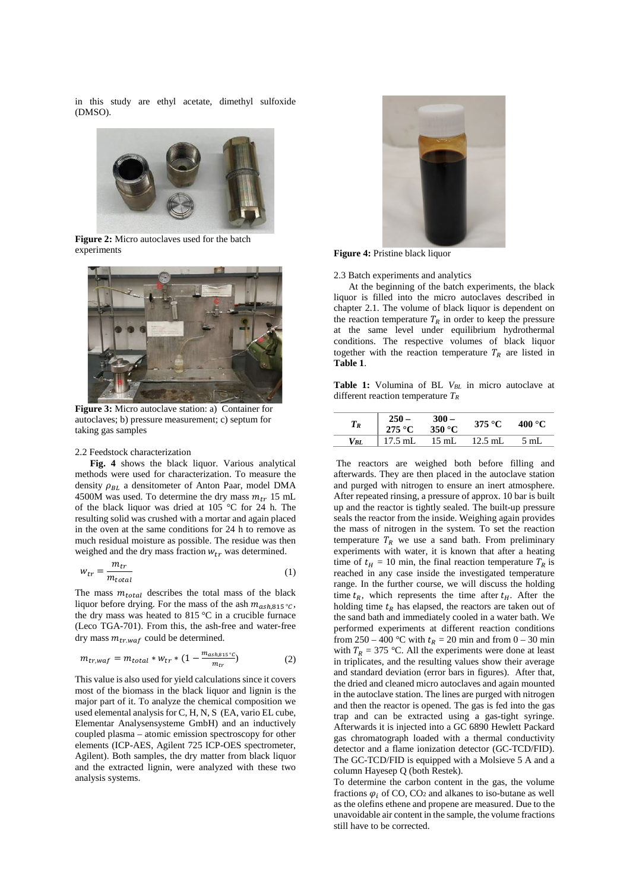in this study are ethyl acetate, dimethyl sulfoxide (DMSO).

**Figure 2:** Micro autoclaves used for the batch experiments

**Figure 3:** Micro autoclave station: a) Container for autoclaves; b) pressure measurement; c) septum for taking gas samples

### 2.2 Feedstock characterization

**Fig. 4** shows the black liquor. Various analytical methods were used for characterization. To measure the density $\rho_{BL}$ a densitometer of Anton Paar, model DMA 4500M was used. To determine the dry mass $m_{tr}$ 15 mL of the black liquor was dried at 105 °C for 24 h. The resulting solid was crushed with a mortar and again placed in the oven at the same conditions for 24 h to remove as much residual moisture as possible. The residue was then weighed and the dry mass fraction $w_{tr}$ was determined.

$$w_{tr} = \frac{m_{tr}}{m_{total}} \tag{1}$$

The mass $m_{total}$ describes the total mass of the black liquor before drying. For the mass of the ash $m_{ash,815\,°C}$, the dry mass was heated to 815 °C in a crucible furnace (Leco TGA-701). From this, the ash-free and water-free dry mass $m_{tr,waf}$ could be determined.

$$m_{tr,waf} = m_{total} * w_{tr} * \left(1 - \frac{m_{ash,815\,°C}}{m_{tr}}\right) \tag{2}$$

This value is also used for yield calculations since it covers most of the biomass in the black liquor and lignin is the major part of it. To analyze the chemical composition we used elemental analysis for C, H, N, S (EA, vario EL cube, Elementar Analysensysteme GmbH) and an inductively coupled plasma – atomic emission spectroscopy for other elements (ICP-AES, Agilent 725 ICP-OES spectrometer, Agilent). Both samples, the dry matter from black liquor and the extracted lignin, were analyzed with these two analysis systems.

**Figure 4:** Pristine black liquor

### 2.3 Batch experiments and analytics

At the beginning of the batch experiments, the black liquor is filled into the micro autoclaves described in chapter 2.1. The volume of black liquor is dependent on the reaction temperature $T_R$ in order to keep the pressure at the same level under equilibrium hydrothermal conditions. The respective volumes of black liquor together with the reaction temperature $T_R$ are listed in **Table 1**.

**Table 1:** Volumina of BL $V_{BL}$ in micro autoclave at different reaction temperature $T_R$

| $T_R$ | 250 – 275 °C | 300 – 350 °C | 375 °C | 400 °C |
|---|---|---|---|---|
| $V_{BL}$ | 17.5 mL | 15 mL | 12.5 mL | 5 mL |

The reactors are weighed both before filling and afterwards. They are then placed in the autoclave station and purged with nitrogen to ensure an inert atmosphere. After repeated rinsing, a pressure of approx. 10 bar is built up and the reactor is tightly sealed. The built-up pressure seals the reactor from the inside. Weighing again provides the mass of nitrogen in the system. To set the reaction temperature $T_R$ we use a sand bath. From preliminary experiments with water, it is known that after a heating time of $t_H$ = 10 min, the final reaction temperature $T_R$ is reached in any case inside the investigated temperature range. In the further course, we will discuss the holding time $t_R$, which represents the time after $t_H$. After the holding time $t_R$ has elapsed, the reactors are taken out of the sand bath and immediately cooled in a water bath. We performed experiments at different reaction conditions from 250 – 400 °C with $t_R$ = 20 min and from 0 – 30 min with $T_R$ = 375 °C. All the experiments were done at least in triplicates, and the resulting values show their average and standard deviation (error bars in figures). After that, the dried and cleaned micro autoclaves and again mounted in the autoclave station. The lines are purged with nitrogen and then the reactor is opened. The gas is fed into the gas trap and can be extracted using a gas-tight syringe. Afterwards it is injected into a GC 6890 Hewlett Packard gas chromatograph loaded with a thermal conductivity detector and a flame ionization detector (GC-TCD/FID). The GC-TCD/FID is equipped with a Molsieve 5 A and a column Hayesep Q (both Restek).

To determine the carbon content in the gas, the volume fractions $\varphi_i$ of CO, $CO_2$ and alkanes to iso-butane as well as the olefins ethene and propene are measured. Due to the unavoidable air content in the sample, the volume fractions still have to be corrected.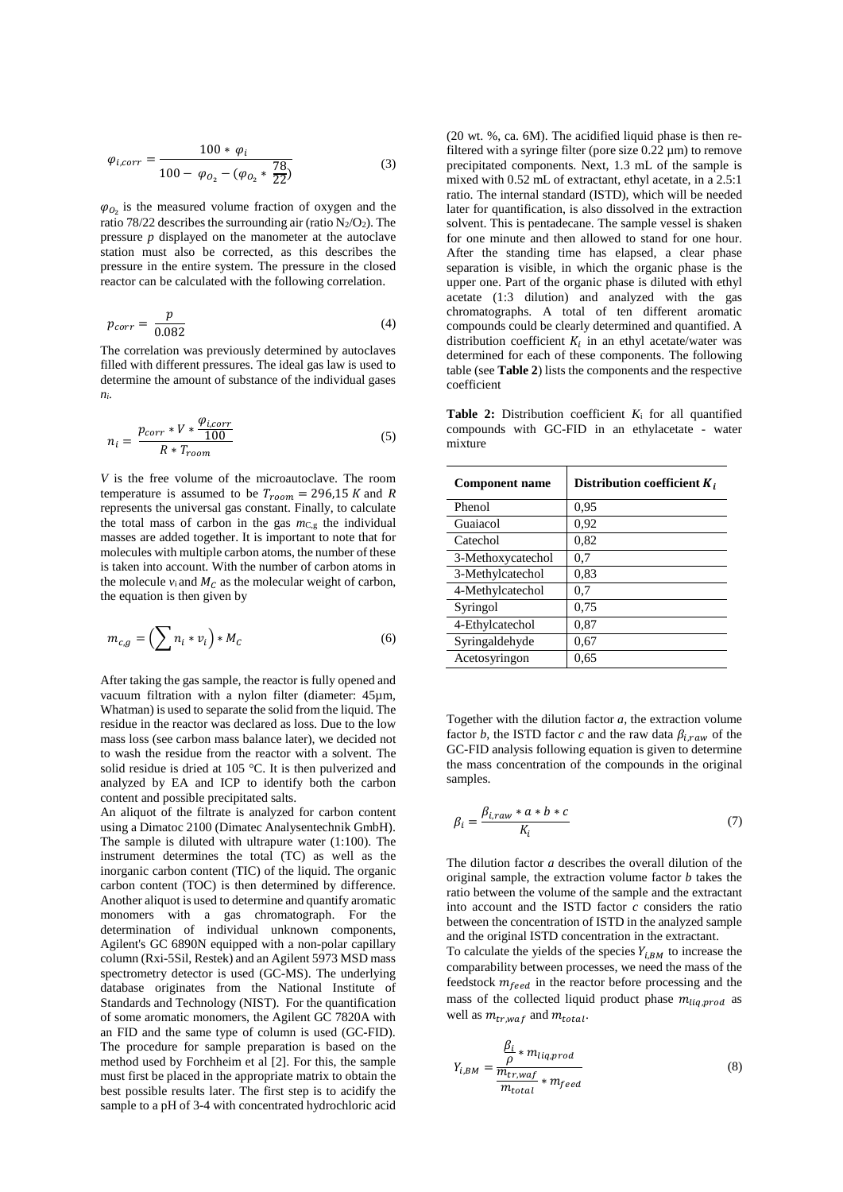$$\varphi_{i,corr} = \frac{100 * \varphi_i}{100 - \varphi_{O_2} - (\varphi_{O_2} * \frac{78}{22})} \tag{3}$$

$\varphi_{O_2}$ is the measured volume fraction of oxygen and the ratio 78/22 describes the surrounding air (ratio $N_2/O_2$). The pressure $p$ displayed on the manometer at the autoclave station must also be corrected, as this describes the pressure in the entire system. The pressure in the closed reactor can be calculated with the following correlation.

$$p_{corr} = \frac{p}{0.082} \tag{4}$$

The correlation was previously determined by autoclaves filled with different pressures. The ideal gas law is used to determine the amount of substance of the individual gases $n_i$.

$$n_i = \frac{p_{corr} * V * \frac{\varphi_{i,corr}}{100}}{R * T_{room}} \tag{5}$$

$V$ is the free volume of the microautoclave. The room temperature is assumed to be $T_{room} = 296{,}15\ K$ and $R$ represents the universal gas constant. Finally, to calculate the total mass of carbon in the gas $m_{C,g}$ the individual masses are added together. It is important to note that for molecules with multiple carbon atoms, the number of these is taken into account. With the number of carbon atoms in the molecule $v_i$ and $M_C$ as the molecular weight of carbon, the equation is then given by

$$m_{c,g} = \left(\sum n_i * v_i\right) * M_C \tag{6}$$

After taking the gas sample, the reactor is fully opened and vacuum filtration with a nylon filter (diameter: 45µm, Whatman) is used to separate the solid from the liquid. The residue in the reactor was declared as loss. Due to the low mass loss (see carbon mass balance later), we decided not to wash the residue from the reactor with a solvent. The solid residue is dried at 105 °C. It is then pulverized and analyzed by EA and ICP to identify both the carbon content and possible precipitated salts.

An aliquot of the filtrate is analyzed for carbon content using a Dimatoc 2100 (Dimatec Analysentechnik GmbH). The sample is diluted with ultrapure water (1:100). The instrument determines the total (TC) as well as the inorganic carbon content (TIC) of the liquid. The organic carbon content (TOC) is then determined by difference. Another aliquot is used to determine and quantify aromatic monomers with a gas chromatograph. For the determination of individual unknown components, Agilent's GC 6890N equipped with a non-polar capillary column (Rxi-5Sil, Restek) and an Agilent 5973 MSD mass spectrometry detector is used (GC-MS). The underlying database originates from the National Institute of Standards and Technology (NIST). For the quantification of some aromatic monomers, the Agilent GC 7820A with an FID and the same type of column is used (GC-FID). The procedure for sample preparation is based on the method used by Forchheim et al [2]. For this, the sample must first be placed in the appropriate matrix to obtain the best possible results later. The first step is to acidify the sample to a pH of 3-4 with concentrated hydrochloric acid (20 wt. %, ca. 6M). The acidified liquid phase is then re-filtered with a syringe filter (pore size 0.22 µm) to remove precipitated components. Next, 1.3 mL of the sample is mixed with 0.52 mL of extractant, ethyl acetate, in a 2.5:1 ratio. The internal standard (ISTD), which will be needed later for quantification, is also dissolved in the extraction solvent. This is pentadecane. The sample vessel is shaken for one minute and then allowed to stand for one hour. After the standing time has elapsed, a clear phase separation is visible, in which the organic phase is the upper one. Part of the organic phase is diluted with ethyl acetate (1:3 dilution) and analyzed with the gas chromatographs. A total of ten different aromatic compounds could be clearly determined and quantified. A distribution coefficient $K_i$ in an ethyl acetate/water was determined for each of these components. The following table (see **Table 2**) lists the components and the respective coefficient

**Table 2:** Distribution coefficient $K_i$ for all quantified compounds with GC-FID in an ethylacetate - water mixture

| Component name | Distribution coefficient $K_i$ |
|---|---|
| Phenol | 0,95 |
| Guaiacol | 0,92 |
| Catechol | 0,82 |
| 3-Methoxycatechol | 0,7 |
| 3-Methylcatechol | 0,83 |
| 4-Methylcatechol | 0,7 |
| Syringol | 0,75 |
| 4-Ethylcatechol | 0,87 |
| Syringaldehyde | 0,67 |
| Acetosyringon | 0,65 |

Together with the dilution factor $a$, the extraction volume factor $b$, the ISTD factor $c$ and the raw data $\beta_{i,raw}$ of the GC-FID analysis following equation is given to determine the mass concentration of the compounds in the original samples.

$$\beta_i = \frac{\beta_{i,raw} * a * b * c}{K_i} \tag{7}$$

The dilution factor $a$ describes the overall dilution of the original sample, the extraction volume factor $b$ takes the ratio between the volume of the sample and the extractant into account and the ISTD factor $c$ considers the ratio between the concentration of ISTD in the analyzed sample and the original ISTD concentration in the extractant.

To calculate the yields of the species $Y_{i,BM}$ to increase the comparability between processes, we need the mass of the feedstock $m_{feed}$ in the reactor before processing and the mass of the collected liquid product phase $m_{liq,prod}$ as well as $m_{tr,waf}$ and $m_{total}$.

$$Y_{i,BM} = \frac{\frac{\beta_i}{\rho} * m_{liq,prod}}{\frac{m_{tr,waf}}{m_{total}} * m_{feed}} \tag{8}$$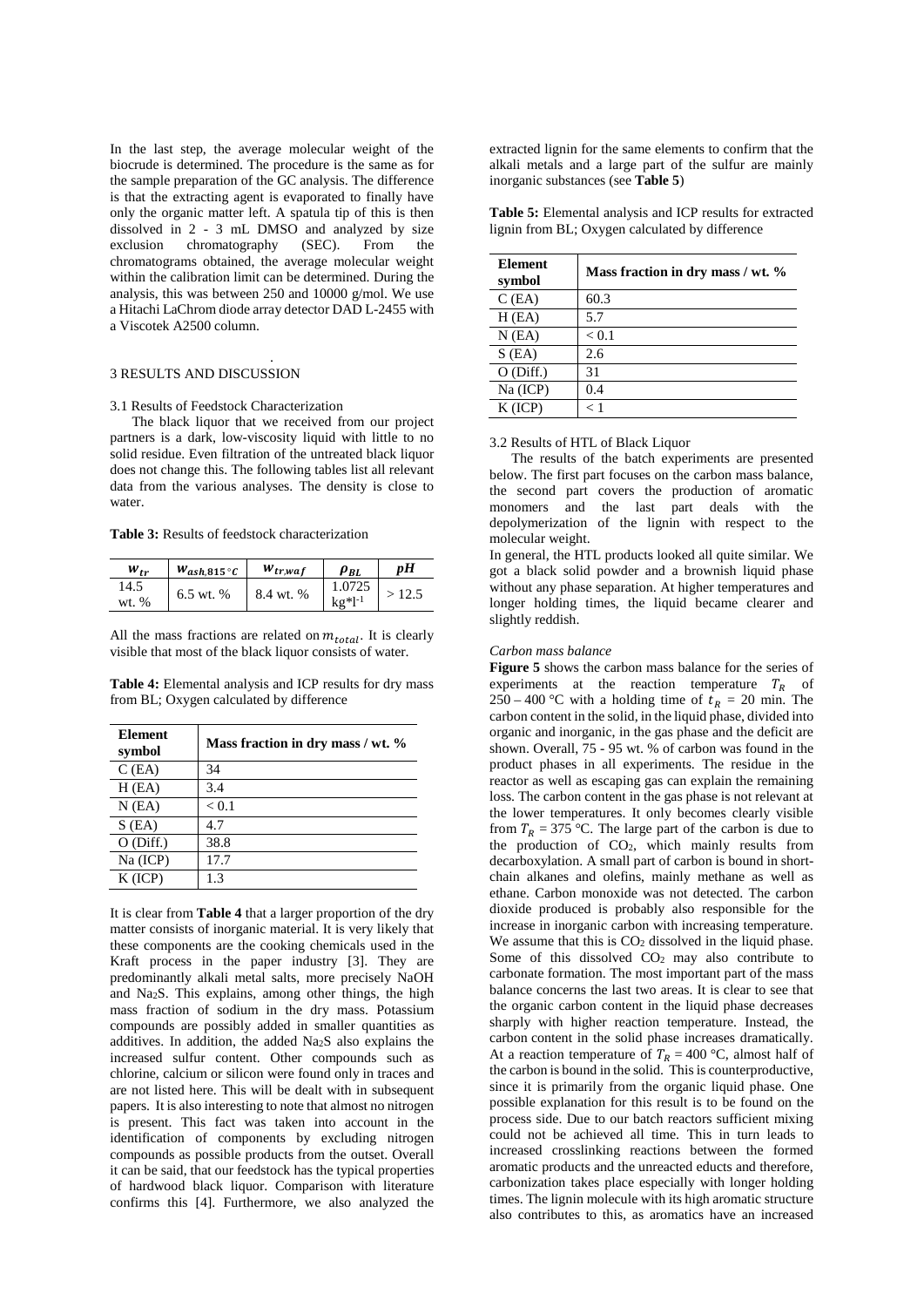In the last step, the average molecular weight of the biocrude is determined. The procedure is the same as for the sample preparation of the GC analysis. The difference is that the extracting agent is evaporated to finally have only the organic matter left. A spatula tip of this is then dissolved in 2 - 3 mL DMSO and analyzed by size exclusion chromatography (SEC). From the chromatograms obtained, the average molecular weight within the calibration limit can be determined. During the analysis, this was between 250 and 10000 g/mol. We use a Hitachi LaChrom diode array detector DAD L-2455 with a Viscotek A2500 column.

## 3 RESULTS AND DISCUSSION

### 3.1 Results of Feedstock Characterization

The black liquor that we received from our project partners is a dark, low-viscosity liquid with little to no solid residue. Even filtration of the untreated black liquor does not change this. The following tables list all relevant data from the various analyses. The density is close to water.

**Table 3:** Results of feedstock characterization

| $w_{tr}$ | $w_{ash,815^\circ C}$ | $w_{tr,waf}$ | $\rho_{BL}$ | $pH$ |
|---|---|---|---|---|
| 14.5 wt. % | 6.5 wt. % | 8.4 wt. % | 1.0725 kg*l$^{-1}$ | > 12.5 |

All the mass fractions are related on $m_{total}$. It is clearly visible that most of the black liquor consists of water.

**Table 4:** Elemental analysis and ICP results for dry mass from BL; Oxygen calculated by difference

| Element symbol | Mass fraction in dry mass / wt. % |
|---|---|
| C (EA) | 34 |
| H (EA) | 3.4 |
| N (EA) | < 0.1 |
| S (EA) | 4.7 |
| O (Diff.) | 38.8 |
| Na (ICP) | 17.7 |
| K (ICP) | 1.3 |

It is clear from **Table 4** that a larger proportion of the dry matter consists of inorganic material. It is very likely that these components are the cooking chemicals used in the Kraft process in the paper industry [3]. They are predominantly alkali metal salts, more precisely NaOH and $Na_2S$. This explains, among other things, the high mass fraction of sodium in the dry mass. Potassium compounds are possibly added in smaller quantities as additives. In addition, the added $Na_2S$ also explains the increased sulfur content. Other compounds such as chlorine, calcium or silicon were found only in traces and are not listed here. This will be dealt with in subsequent papers. It is also interesting to note that almost no nitrogen is present. This fact was taken into account in the identification of components by excluding nitrogen compounds as possible products from the outset. Overall it can be said, that our feedstock has the typical properties of hardwood black liquor. Comparison with literature confirms this [4]. Furthermore, we also analyzed the extracted lignin for the same elements to confirm that the alkali metals and a large part of the sulfur are mainly inorganic substances (see **Table 5**)

**Table 5:** Elemental analysis and ICP results for extracted lignin from BL; Oxygen calculated by difference

| Element symbol | Mass fraction in dry mass / wt. % |
|---|---|
| C (EA) | 60.3 |
| H (EA) | 5.7 |
| N (EA) | < 0.1 |
| S (EA) | 2.6 |
| O (Diff.) | 31 |
| Na (ICP) | 0.4 |
| K (ICP) | < 1 |

### 3.2 Results of HTL of Black Liquor

The results of the batch experiments are presented below. The first part focuses on the carbon mass balance, the second part covers the production of aromatic monomers and the last part deals with the depolymerization of the lignin with respect to the molecular weight.

In general, the HTL products looked all quite similar. We got a black solid powder and a brownish liquid phase without any phase separation. At higher temperatures and longer holding times, the liquid became clearer and slightly reddish.

*Carbon mass balance*

**Figure 5** shows the carbon mass balance for the series of experiments at the reaction temperature $T_R$ of 250 – 400 °C with a holding time of $t_R$ = 20 min. The carbon content in the solid, in the liquid phase, divided into organic and inorganic, in the gas phase and the deficit are shown. Overall, 75 - 95 wt. % of carbon was found in the product phases in all experiments. The residue in the reactor as well as escaping gas can explain the remaining loss. The carbon content in the gas phase is not relevant at the lower temperatures. It only becomes clearly visible from $T_R$ = 375 °C. The large part of the carbon is due to the production of $CO_2$, which mainly results from decarboxylation. A small part of carbon is bound in short-chain alkanes and olefins, mainly methane as well as ethane. Carbon monoxide was not detected. The carbon dioxide produced is probably also responsible for the increase in inorganic carbon with increasing temperature. We assume that this is $CO_2$ dissolved in the liquid phase. Some of this dissolved $CO_2$ may also contribute to carbonate formation. The most important part of the mass balance concerns the last two areas. It is clear to see that the organic carbon content in the liquid phase decreases sharply with higher reaction temperature. Instead, the carbon content in the solid phase increases dramatically. At a reaction temperature of $T_R$ = 400 °C, almost half of the carbon is bound in the solid. This is counterproductive, since it is primarily from the organic liquid phase. One possible explanation for this result is to be found on the process side. Due to our batch reactors sufficient mixing could not be achieved all time. This in turn leads to increased crosslinking reactions between the formed aromatic products and the unreacted educts and therefore, carbonization takes place especially with longer holding times. The lignin molecule with its high aromatic structure also contributes to this, as aromatics have an increased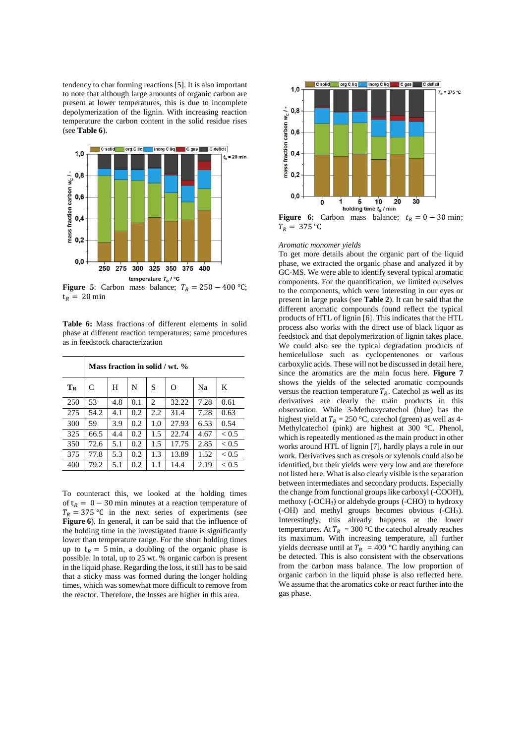tendency to char forming reactions [5]. It is also important to note that although large amounts of organic carbon are present at lower temperatures, this is due to incomplete depolymerization of the lignin. With increasing reaction temperature the carbon content in the solid residue rises (see **Table 6**).

**Figure 5**: Carbon mass balance; $T_R = 250 - 400$ °C; $t_R = 20$ min

**Table 6:** Mass fractions of different elements in solid phase at different reaction temperatures; same procedures as in feedstock characterization

| | Mass fraction in solid / wt. % | | | | | | |
|---|---|---|---|---|---|---|---|
| **T<sub>R</sub>** | C | H | N | S | O | Na | K |
| 250 | 53 | 4.8 | 0.1 | 2 | 32.22 | 7.28 | 0.61 |
| 275 | 54.2 | 4.1 | 0.2 | 2.2 | 31.4 | 7.28 | 0.63 |
| 300 | 59 | 3.9 | 0.2 | 1.0 | 27.93 | 6.53 | 0.54 |
| 325 | 66.5 | 4.4 | 0.2 | 1.5 | 22.74 | 4.67 | < 0.5 |
| 350 | 72.6 | 5.1 | 0.2 | 1.5 | 17.75 | 2.85 | < 0.5 |
| 375 | 77.8 | 5.3 | 0.2 | 1.3 | 13.89 | 1.52 | < 0.5 |
| 400 | 79.2 | 5.1 | 0.2 | 1.1 | 14.4 | 2.19 | < 0.5 |

To counteract this, we looked at the holding times of $t_R = 0 - 30$ min minutes at a reaction temperature of $T_R = 375$ °C in the next series of experiments (see **Figure 6**). In general, it can be said that the influence of the holding time in the investigated frame is significantly lower than temperature range. For the short holding times up to $t_R = 5$ min, a doubling of the organic phase is possible. In total, up to 25 wt. % organic carbon is present in the liquid phase. Regarding the loss, it still has to be said that a sticky mass was formed during the longer holding times, which was somewhat more difficult to remove from the reactor. Therefore, the losses are higher in this area.

**Figure 6:** Carbon mass balance; $t_R = 0 - 30$ min; $T_R = 375$ °C

*Aromatic monomer yields*

To get more details about the organic part of the liquid phase, we extracted the organic phase and analyzed it by GC-MS. We were able to identify several typical aromatic components. For the quantification, we limited ourselves to the components, which were interesting in our eyes or present in large peaks (see **Table 2**). It can be said that the different aromatic compounds found reflect the typical products of HTL of lignin [6]. This indicates that the HTL process also works with the direct use of black liquor as feedstock and that depolymerization of lignin takes place. We could also see the typical degradation products of hemicelullose such as cyclopentenones or various carboxylic acids. These will not be discussed in detail here, since the aromatics are the main focus here. **Figure 7** shows the yields of the selected aromatic compounds versus the reaction temperature $T_R$. Catechol as well as its derivatives are clearly the main products in this observation. While 3-Methoxycatechol (blue) has the highest yield at $T_R$ = 250 °C, catechol (green) as well as 4-Methylcatechol (pink) are highest at 300 °C. Phenol, which is repeatedly mentioned as the main product in other works around HTL of lignin [7], hardly plays a role in our work. Derivatives such as cresols or xylenols could also be identified, but their yields were very low and are therefore not listed here. What is also clearly visible is the separation between intermediates and secondary products. Especially the change from functional groups like carboxyl (-COOH), methoxy (-$OCH_3$) or aldehyde groups (-CHO) to hydroxy (-OH) and methyl groups becomes obvious (-$CH_3$). Interestingly, this already happens at the lower temperatures. At $T_R$ = 300 °C the catechol already reaches its maximum. With increasing temperature, all further yields decrease until at $T_R$ = 400 °C hardly anything can be detected. This is also consistent with the observations from the carbon mass balance. The low proportion of organic carbon in the liquid phase is also reflected here. We assume that the aromatics coke or react further into the gas phase.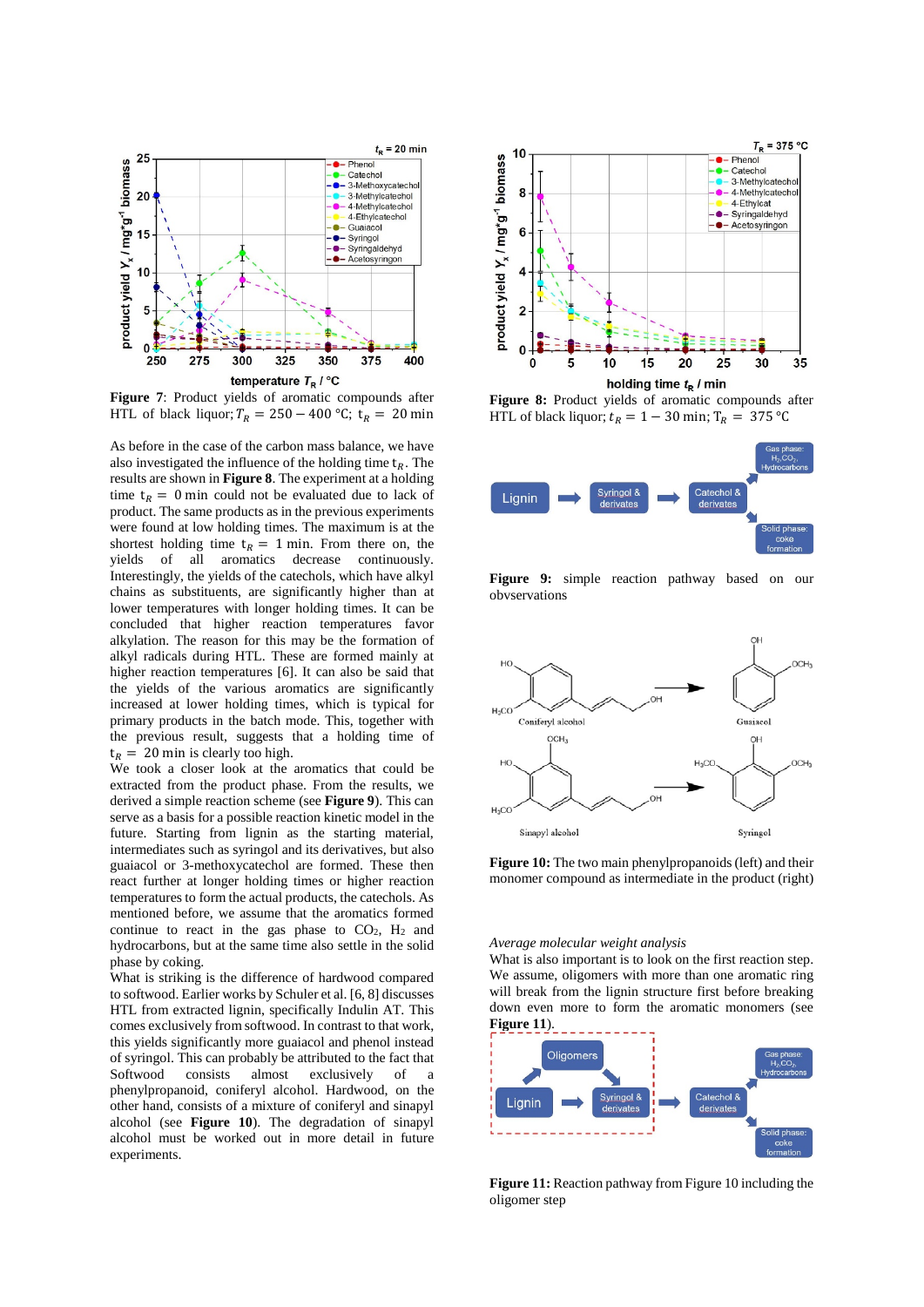**Figure 7**: Product yields of aromatic compounds after HTL of black liquor; $T_R = 250 - 400$ °C; $t_R = 20$ min

As before in the case of the carbon mass balance, we have also investigated the influence of the holding time $t_R$. The results are shown in **Figure 8**. The experiment at a holding time $t_R = 0$ min could not be evaluated due to lack of product. The same products as in the previous experiments were found at low holding times. The maximum is at the shortest holding time $t_R = 1$ min. From there on, the yields of all aromatics decrease continuously. Interestingly, the yields of the catechols, which have alkyl chains as substituents, are significantly higher than at lower temperatures with longer holding times. It can be concluded that higher reaction temperatures favor alkylation. The reason for this may be the formation of alkyl radicals during HTL. These are formed mainly at higher reaction temperatures [6]. It can also be said that the yields of the various aromatics are significantly increased at lower holding times, which is typical for primary products in the batch mode. This, together with the previous result, suggests that a holding time of $t_R = 20$ min is clearly too high.

We took a closer look at the aromatics that could be extracted from the product phase. From the results, we derived a simple reaction scheme (see **Figure 9**). This can serve as a basis for a possible reaction kinetic model in the future. Starting from lignin as the starting material, intermediates such as syringol and its derivatives, but also guaiacol or 3-methoxycatechol are formed. These then react further at longer holding times or higher reaction temperatures to form the actual products, the catechols. As mentioned before, we assume that the aromatics formed continue to react in the gas phase to $CO_2$, $H_2$ and hydrocarbons, but at the same time also settle in the solid phase by coking.

What is striking is the difference of hardwood compared to softwood. Earlier works by Schuler et al. [6, 8] discusses HTL from extracted lignin, specifically Indulin AT. This comes exclusively from softwood. In contrast to that work, this yields significantly more guaiacol and phenol instead of syringol. This can probably be attributed to the fact that Softwood consists almost exclusively of a phenylpropanoid, coniferyl alcohol. Hardwood, on the other hand, consists of a mixture of coniferyl and sinapyl alcohol (see **Figure 10**). The degradation of sinapyl alcohol must be worked out in more detail in future experiments.

**Figure 8:** Product yields of aromatic compounds after HTL of black liquor; $t_R = 1 - 30$ min; $T_R = 375$ °C

**Figure 9:** simple reaction pathway based on our obvservations

**Figure 10:** The two main phenylpropanoids (left) and their monomer compound as intermediate in the product (right)

*Average molecular weight analysis*

What is also important is to look on the first reaction step. We assume, oligomers with more than one aromatic ring will break from the lignin structure first before breaking down even more to form the aromatic monomers (see **Figure 11**).

**Figure 11:** Reaction pathway from Figure 10 including the oligomer step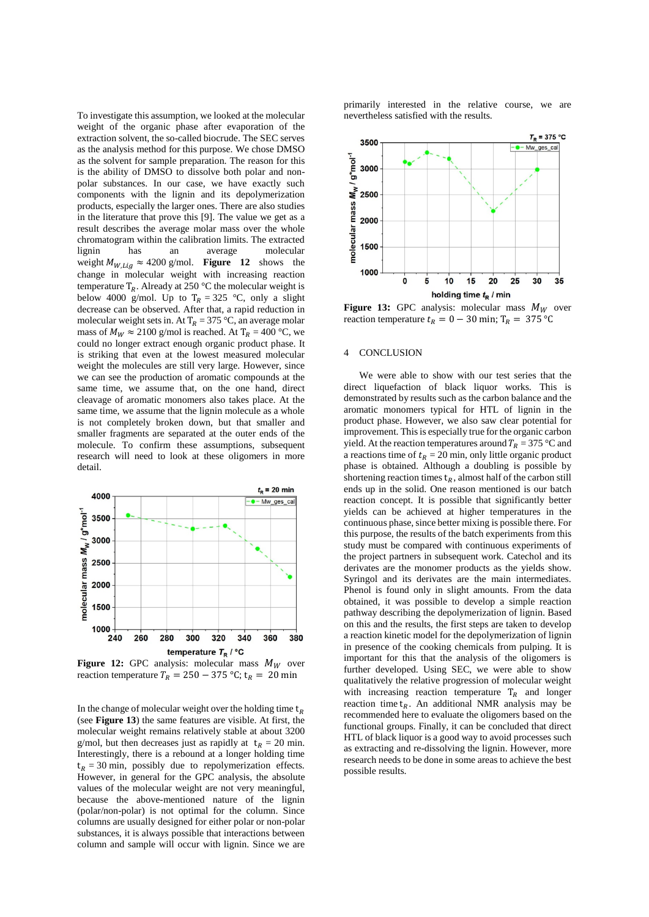To investigate this assumption, we looked at the molecular weight of the organic phase after evaporation of the extraction solvent, the so-called biocrude. The SEC serves as the analysis method for this purpose. We chose DMSO as the solvent for sample preparation. The reason for this is the ability of DMSO to dissolve both polar and non-polar substances. In our case, we have exactly such components with the lignin and its depolymerization products, especially the larger ones. There are also studies in the literature that prove this [9]. The value we get as a result describes the average molar mass over the whole chromatogram within the calibration limits. The extracted lignin has an average molecular weight $M_{W,Lig} \approx 4200$ g/mol. **Figure 12** shows the change in molecular weight with increasing reaction temperature $T_R$. Already at 250 °C the molecular weight is below 4000 g/mol. Up to $T_R = 325$ °C, only a slight decrease can be observed. After that, a rapid reduction in molecular weight sets in. At $T_R = 375$ °C, an average molar mass of $M_W \approx 2100$ g/mol is reached. At $T_R = 400$ °C, we could no longer extract enough organic product phase. It is striking that even at the lowest measured molecular weight the molecules are still very large. However, since we can see the production of aromatic compounds at the same time, we assume that, on the one hand, direct cleavage of aromatic monomers also takes place. At the same time, we assume that the lignin molecule as a whole is not completely broken down, but that smaller and smaller fragments are separated at the outer ends of the molecule. To confirm these assumptions, subsequent research will need to look at these oligomers in more detail.

**Figure 12:** GPC analysis: molecular mass $M_W$ over reaction temperature $T_R = 250 - 375$ °C; $t_R = 20$ min

In the change of molecular weight over the holding time $t_R$ (see **Figure 13**) the same features are visible. At first, the molecular weight remains relatively stable at about 3200 g/mol, but then decreases just as rapidly at $t_R = 20$ min. Interestingly, there is a rebound at a longer holding time $t_R = 30$ min, possibly due to repolymerization effects. However, in general for the GPC analysis, the absolute values of the molecular weight are not very meaningful, because the above-mentioned nature of the lignin (polar/non-polar) is not optimal for the column. Since columns are usually designed for either polar or non-polar substances, it is always possible that interactions between column and sample will occur with lignin. Since we are primarily interested in the relative course, we are nevertheless satisfied with the results.

**Figure 13:** GPC analysis: molecular mass $M_W$ over reaction temperature $t_R = 0 - 30$ min; $T_R = 375$ °C

## 4 CONCLUSION

We were able to show with our test series that the direct liquefaction of black liquor works. This is demonstrated by results such as the carbon balance and the aromatic monomers typical for HTL of lignin in the product phase. However, we also saw clear potential for improvement. This is especially true for the organic carbon yield. At the reaction temperatures around $T_R = 375$ °C and a reactions time of $t_R = 20$ min, only little organic product phase is obtained. Although a doubling is possible by shortening reaction times $t_R$, almost half of the carbon still ends up in the solid. One reason mentioned is our batch reaction concept. It is possible that significantly better yields can be achieved at higher temperatures in the continuous phase, since better mixing is possible there. For this purpose, the results of the batch experiments from this study must be compared with continuous experiments of the project partners in subsequent work. Catechol and its derivates are the monomer products as the yields show. Syringol and its derivates are the main intermediates. Phenol is found only in slight amounts. From the data obtained, it was possible to develop a simple reaction pathway describing the depolymerization of lignin. Based on this and the results, the first steps are taken to develop a reaction kinetic model for the depolymerization of lignin in presence of the cooking chemicals from pulping. It is important for this that the analysis of the oligomers is further developed. Using SEC, we were able to show qualitatively the relative progression of molecular weight with increasing reaction temperature $T_R$ and longer reaction time $t_R$. An additional NMR analysis may be recommended here to evaluate the oligomers based on the functional groups. Finally, it can be concluded that direct HTL of black liquor is a good way to avoid processes such as extracting and re-dissolving the lignin. However, more research needs to be done in some areas to achieve the best possible results.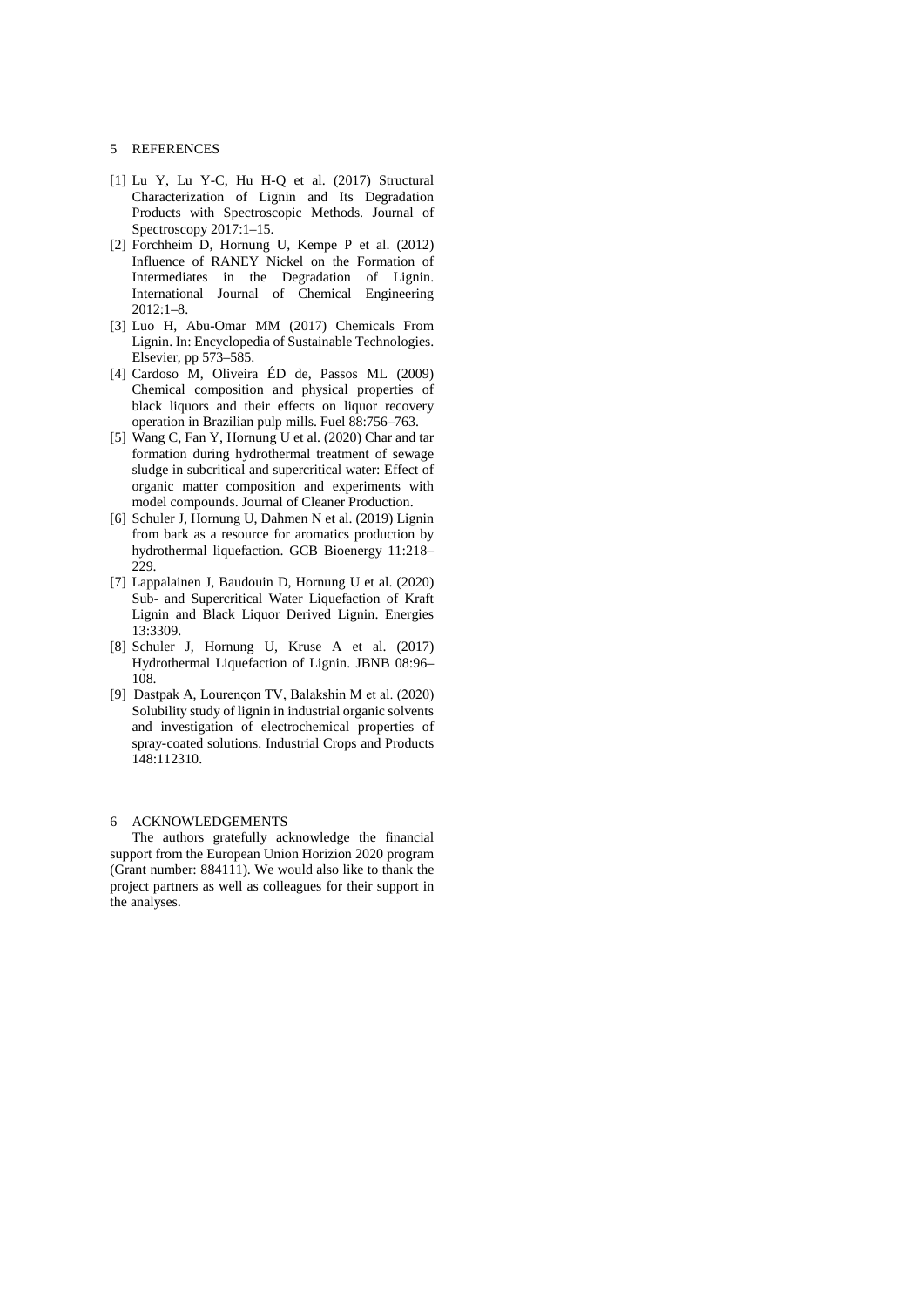## 5 REFERENCES

[1] Lu Y, Lu Y-C, Hu H-Q et al. (2017) Structural Characterization of Lignin and Its Degradation Products with Spectroscopic Methods. Journal of Spectroscopy 2017:1–15.

[2] Forchheim D, Hornung U, Kempe P et al. (2012) Influence of RANEY Nickel on the Formation of Intermediates in the Degradation of Lignin. International Journal of Chemical Engineering 2012:1–8.

[3] Luo H, Abu-Omar MM (2017) Chemicals From Lignin. In: Encyclopedia of Sustainable Technologies. Elsevier, pp 573–585.

[4] Cardoso M, Oliveira ÉD de, Passos ML (2009) Chemical composition and physical properties of black liquors and their effects on liquor recovery operation in Brazilian pulp mills. Fuel 88:756–763.

[5] Wang C, Fan Y, Hornung U et al. (2020) Char and tar formation during hydrothermal treatment of sewage sludge in subcritical and supercritical water: Effect of organic matter composition and experiments with model compounds. Journal of Cleaner Production.

[6] Schuler J, Hornung U, Dahmen N et al. (2019) Lignin from bark as a resource for aromatics production by hydrothermal liquefaction. GCB Bioenergy 11:218–229.

[7] Lappalainen J, Baudouin D, Hornung U et al. (2020) Sub- and Supercritical Water Liquefaction of Kraft Lignin and Black Liquor Derived Lignin. Energies 13:3309.

[8] Schuler J, Hornung U, Kruse A et al. (2017) Hydrothermal Liquefaction of Lignin. JBNB 08:96–108.

[9] Dastpak A, Lourençon TV, Balakshin M et al. (2020) Solubility study of lignin in industrial organic solvents and investigation of electrochemical properties of spray-coated solutions. Industrial Crops and Products 148:112310.

## 6 ACKNOWLEDGEMENTS

The authors gratefully acknowledge the financial support from the European Union Horizion 2020 program (Grant number: 884111). We would also like to thank the project partners as well as colleagues for their support in the analyses.